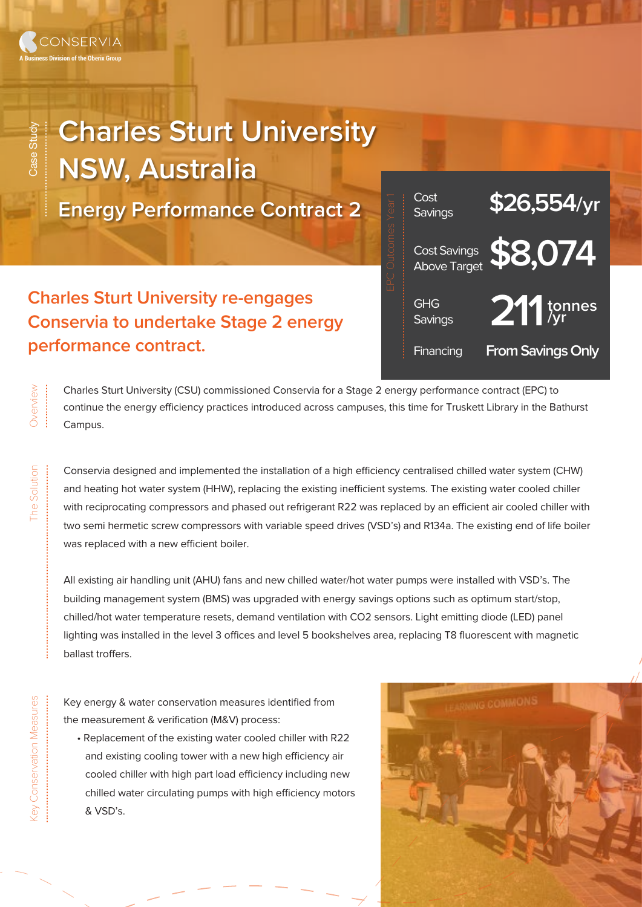CONSERVIA

A Business Division of the Oberix Group

Case Study

# Charles Sturt University NSW, Australia

## Energy Performance Contract 2

### Charles Sturt University re-engages Conservia to undertake Stage 2 energy performance contract.

EPC Outcomes Year 1

| | |
|---|---|
| Cost Savings | $26,554/yr |
| Cost Savings Above Target | $8,074 |
| GHG Savings | 211 tonnes /yr |
| Financing | From Savings Only |

**Overview**

Charles Sturt University (CSU) commissioned Conservia for a Stage 2 energy performance contract (EPC) to continue the energy efficiency practices introduced across campuses, this time for Truskett Library in the Bathurst Campus.

**The Solution**

Conservia designed and implemented the installation of a high efficiency centralised chilled water system (CHW) and heating hot water system (HHW), replacing the existing inefficient systems. The existing water cooled chiller with reciprocating compressors and phased out refrigerant R22 was replaced by an efficient air cooled chiller with two semi hermetic screw compressors with variable speed drives (VSD's) and R134a. The existing end of life boiler was replaced with a new efficient boiler.

All existing air handling unit (AHU) fans and new chilled water/hot water pumps were installed with VSD's. The building management system (BMS) was upgraded with energy savings options such as optimum start/stop, chilled/hot water temperature resets, demand ventilation with CO2 sensors. Light emitting diode (LED) panel lighting was installed in the level 3 offices and level 5 bookshelves area, replacing T8 fluorescent with magnetic ballast troffers.

**Key Conservation Measures**

Key energy & water conservation measures identified from the measurement & verification (M&V) process:

- Replacement of the existing water cooled chiller with R22 and existing cooling tower with a new high efficiency air cooled chiller with high part load efficiency including new chilled water circulating pumps with high efficiency motors & VSD's.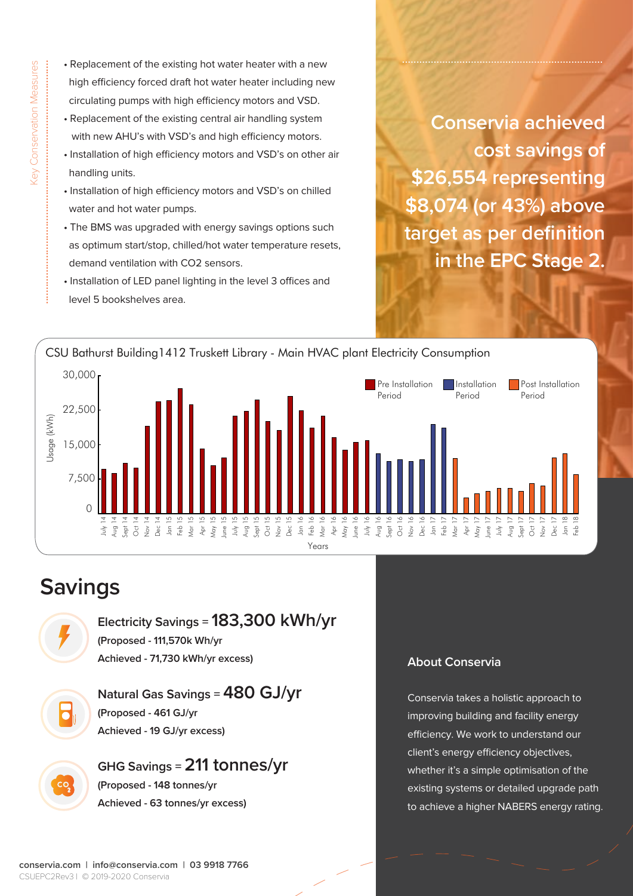## Key Conservation Measures

- Replacement of the existing hot water heater with a new high efficiency forced draft hot water heater including new circulating pumps with high efficiency motors and VSD.
- Replacement of the existing central air handling system with new AHU's with VSD's and high efficiency motors.
- Installation of high efficiency motors and VSD's on other air handling units.
- Installation of high efficiency motors and VSD's on chilled water and hot water pumps.
- The BMS was upgraded with energy savings options such as optimum start/stop, chilled/hot water temperature resets, demand ventilation with CO2 sensors.
- Installation of LED panel lighting in the level 3 offices and level 5 bookshelves area.

**Conservia achieved cost savings of $26,554 representing $8,074 (or 43%) above target as per definition in the EPC Stage 2.**

CSU Bathurst Building1412 Truskett Library - Main HVAC plant Electricity Consumption

Usage (kWh)

30,000
22,500
15,000
7,500
0

Pre Installation Period
Installation Period
Post Installation Period

July 14, Aug 14, Sept 14, Oct 14, Nov 14, Dec 14, Jan 15, Feb 15, Mar 15, Apr 15, May 15, June 15, July 15, Aug 15, Sept 15, Oct 15, Nov 15, Dec 15, Jan 16, Feb 16, Mar 16, Apr 16, May 16, June 16, July 16, Aug 16, Sept 16, Oct 16, Nov 16, Dec 16, Jan 17, Feb 17, Mar 17, Apr 17, May 17, June 17, July 17, Aug 17, Sept 17, Oct 17, Nov 17, Dec 17, Jan 18, Feb 18

Years

# Savings

**Electricity Savings = 183,300 kWh/yr**
**(Proposed - 111,570k Wh/yr**
**Achieved - 71,730 kWh/yr excess)**

**Natural Gas Savings = 480 GJ/yr**
**(Proposed - 461 GJ/yr**
**Achieved - 19 GJ/yr excess)**

**GHG Savings = 211 tonnes/yr**
**(Proposed - 148 tonnes/yr**
**Achieved - 63 tonnes/yr excess)**

### About Conservia

Conservia takes a holistic approach to improving building and facility energy efficiency. We work to understand our client's energy efficiency objectives, whether it's a simple optimisation of the existing systems or detailed upgrade path to achieve a higher NABERS energy rating.

**conservia.com | info@conservia.com | 03 9918 7766**
CSUEPC2Rev3 | © 2019-2020 Conservia